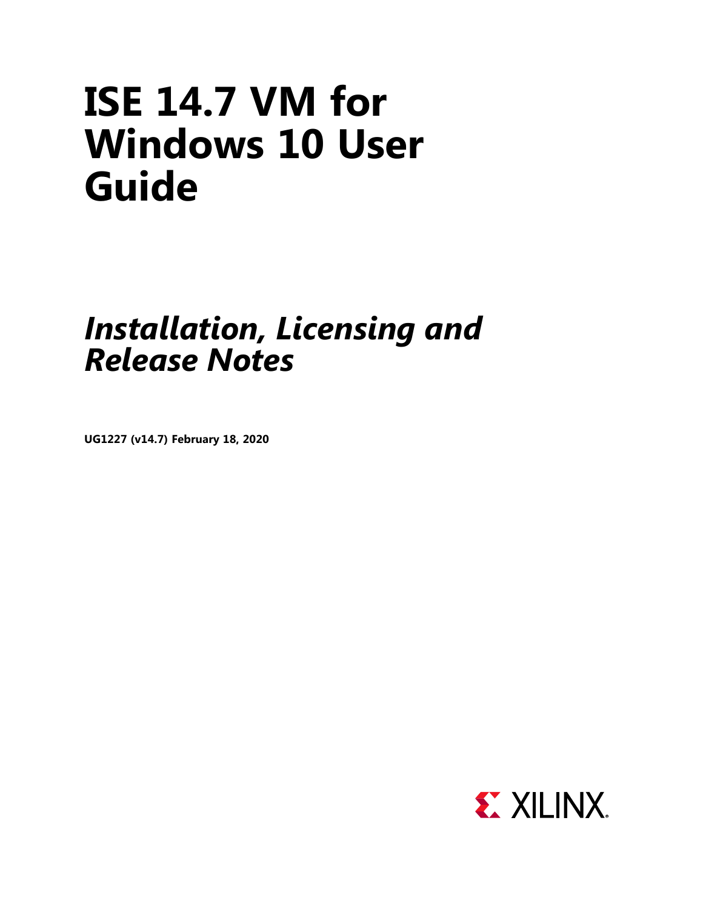# ISE 14.7 VM for Windows 10 User Guide

## *Installation, Licensing and Release Notes*

**UG1227 (v14.7) February 18, 2020**

XILINX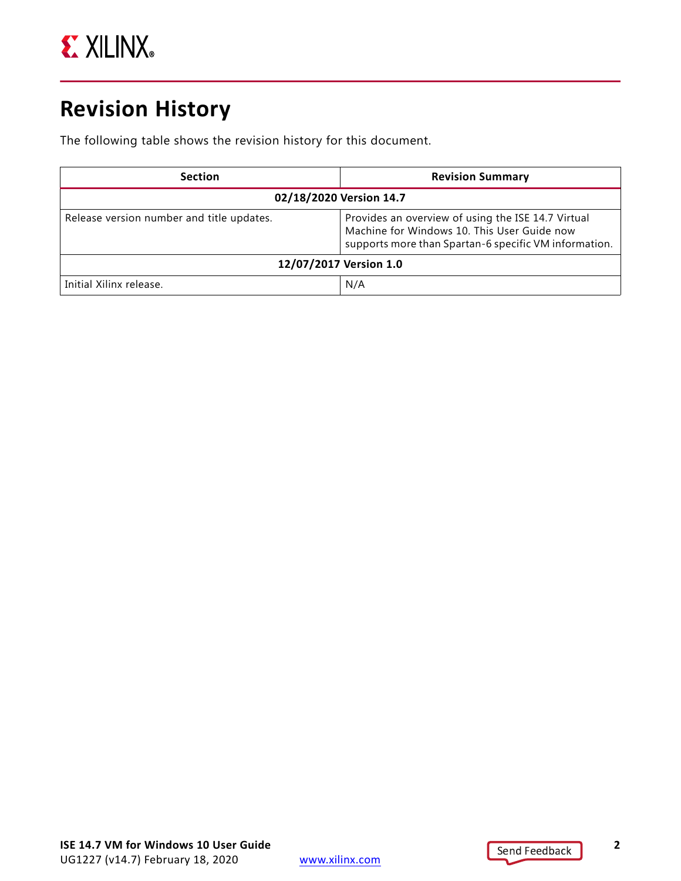# Revision History

The following table shows the revision history for this document.

| Section | Revision Summary |
|---|---|
| **02/18/2020 Version 14.7** | |
| Release version number and title updates. | Provides an overview of using the ISE 14.7 Virtual Machine for Windows 10. This User Guide now supports more than Spartan-6 specific VM information. |
| **12/07/2017 Version 1.0** | |
| Initial Xilinx release. | N/A |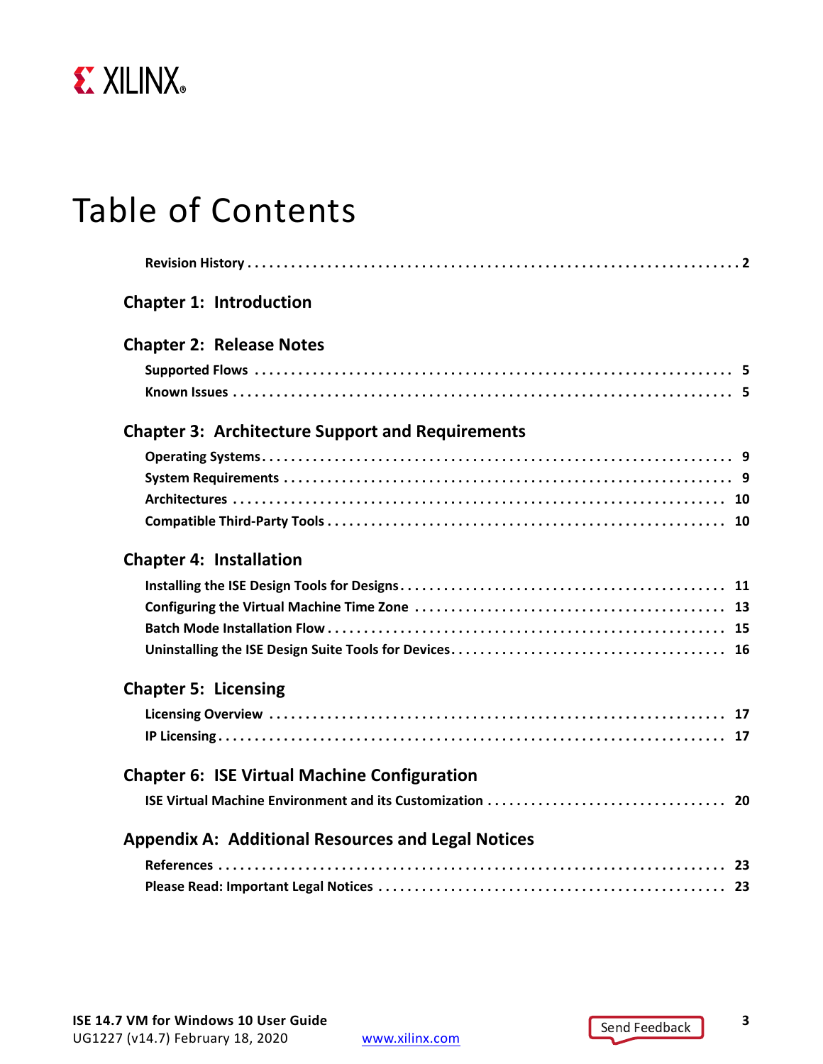# Table of Contents

**Revision History** . . . . . . . . . . . . . . . . . . . . . . . . . . . . . . . . . . . . . . . . . . . . . . . . . . . . . . . . . . . . . . . . 2

## Chapter 1: Introduction

## Chapter 2: Release Notes

**Supported Flows** . . . . . . . . . . . . . . . . . . . . . . . . . . . . . . . . . . . . . . . . . . . . . . . . . . . . . . . . . . . . . 5

**Known Issues** . . . . . . . . . . . . . . . . . . . . . . . . . . . . . . . . . . . . . . . . . . . . . . . . . . . . . . . . . . . . . . . . 5

## Chapter 3: Architecture Support and Requirements

**Operating Systems** . . . . . . . . . . . . . . . . . . . . . . . . . . . . . . . . . . . . . . . . . . . . . . . . . . . . . . . . . . . . 9

**System Requirements** . . . . . . . . . . . . . . . . . . . . . . . . . . . . . . . . . . . . . . . . . . . . . . . . . . . . . . . . . . 9

**Architectures** . . . . . . . . . . . . . . . . . . . . . . . . . . . . . . . . . . . . . . . . . . . . . . . . . . . . . . . . . . . . . . . . 10

**Compatible Third-Party Tools** . . . . . . . . . . . . . . . . . . . . . . . . . . . . . . . . . . . . . . . . . . . . . . . . . . . 10

## Chapter 4: Installation

**Installing the ISE Design Tools for Designs** . . . . . . . . . . . . . . . . . . . . . . . . . . . . . . . . . . . . . . . . . . 11

**Configuring the Virtual Machine Time Zone** . . . . . . . . . . . . . . . . . . . . . . . . . . . . . . . . . . . . . . . . . 13

**Batch Mode Installation Flow** . . . . . . . . . . . . . . . . . . . . . . . . . . . . . . . . . . . . . . . . . . . . . . . . . . . 15

**Uninstalling the ISE Design Suite Tools for Devices** . . . . . . . . . . . . . . . . . . . . . . . . . . . . . . . . . . . . 16

## Chapter 5: Licensing

**Licensing Overview** . . . . . . . . . . . . . . . . . . . . . . . . . . . . . . . . . . . . . . . . . . . . . . . . . . . . . . . . . . . 17

**IP Licensing** . . . . . . . . . . . . . . . . . . . . . . . . . . . . . . . . . . . . . . . . . . . . . . . . . . . . . . . . . . . . . . . . . 17

## Chapter 6: ISE Virtual Machine Configuration

**ISE Virtual Machine Environment and its Customization** . . . . . . . . . . . . . . . . . . . . . . . . . . . . . . . . 20

## Appendix A: Additional Resources and Legal Notices

**References** . . . . . . . . . . . . . . . . . . . . . . . . . . . . . . . . . . . . . . . . . . . . . . . . . . . . . . . . . . . . . . . . . 23

**Please Read: Important Legal Notices** . . . . . . . . . . . . . . . . . . . . . . . . . . . . . . . . . . . . . . . . . . . . . 23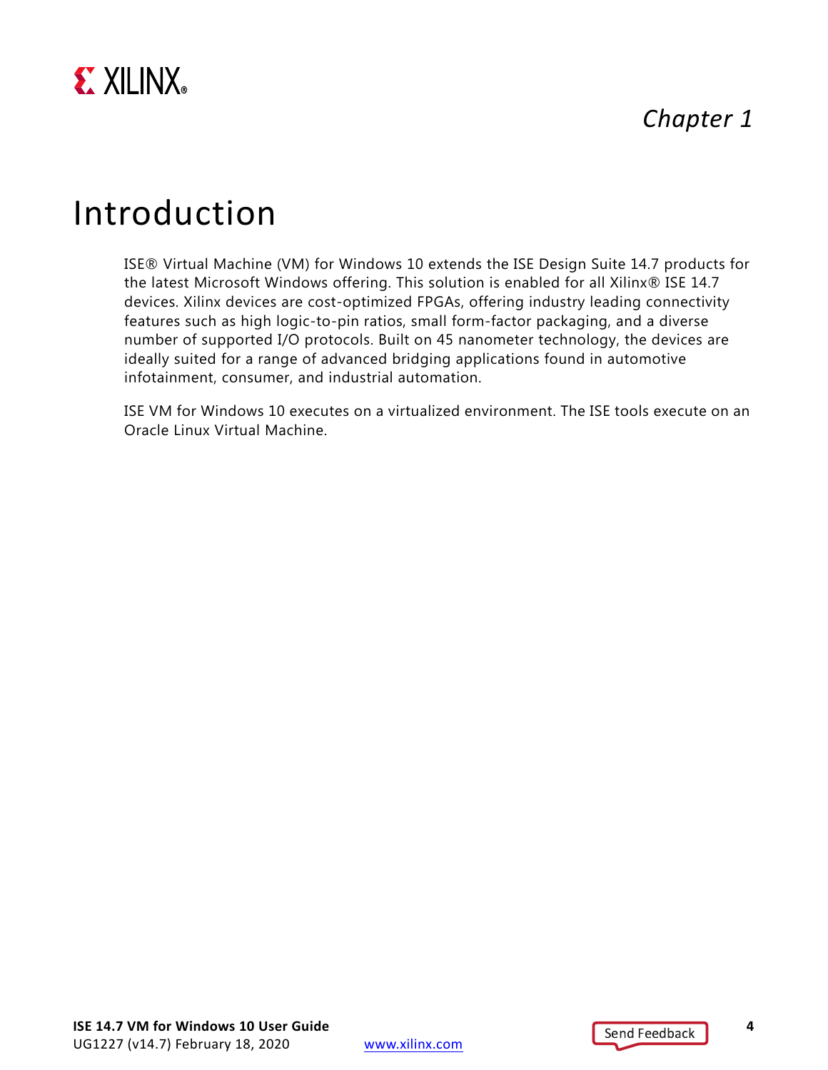*Chapter 1*

# Introduction

ISE® Virtual Machine (VM) for Windows 10 extends the ISE Design Suite 14.7 products for the latest Microsoft Windows offering. This solution is enabled for all Xilinx® ISE 14.7 devices. Xilinx devices are cost-optimized FPGAs, offering industry leading connectivity features such as high logic-to-pin ratios, small form-factor packaging, and a diverse number of supported I/O protocols. Built on 45 nanometer technology, the devices are ideally suited for a range of advanced bridging applications found in automotive infotainment, consumer, and industrial automation.

ISE VM for Windows 10 executes on a virtualized environment. The ISE tools execute on an Oracle Linux Virtual Machine.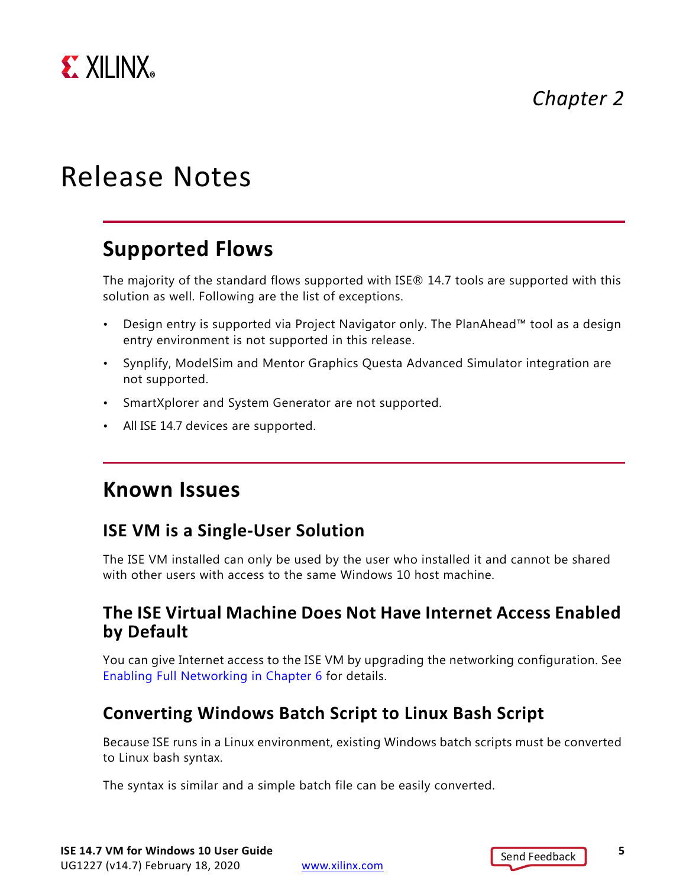*Chapter 2*

# Release Notes

## Supported Flows

The majority of the standard flows supported with ISE® 14.7 tools are supported with this solution as well. Following are the list of exceptions.

- Design entry is supported via Project Navigator only. The PlanAhead™ tool as a design entry environment is not supported in this release.
- Synplify, ModelSim and Mentor Graphics Questa Advanced Simulator integration are not supported.
- SmartXplorer and System Generator are not supported.
- All ISE 14.7 devices are supported.

## Known Issues

### ISE VM is a Single-User Solution

The ISE VM installed can only be used by the user who installed it and cannot be shared with other users with access to the same Windows 10 host machine.

### The ISE Virtual Machine Does Not Have Internet Access Enabled by Default

You can give Internet access to the ISE VM by upgrading the networking configuration. See Enabling Full Networking in Chapter 6 for details.

### Converting Windows Batch Script to Linux Bash Script

Because ISE runs in a Linux environment, existing Windows batch scripts must be converted to Linux bash syntax.

The syntax is similar and a simple batch file can be easily converted.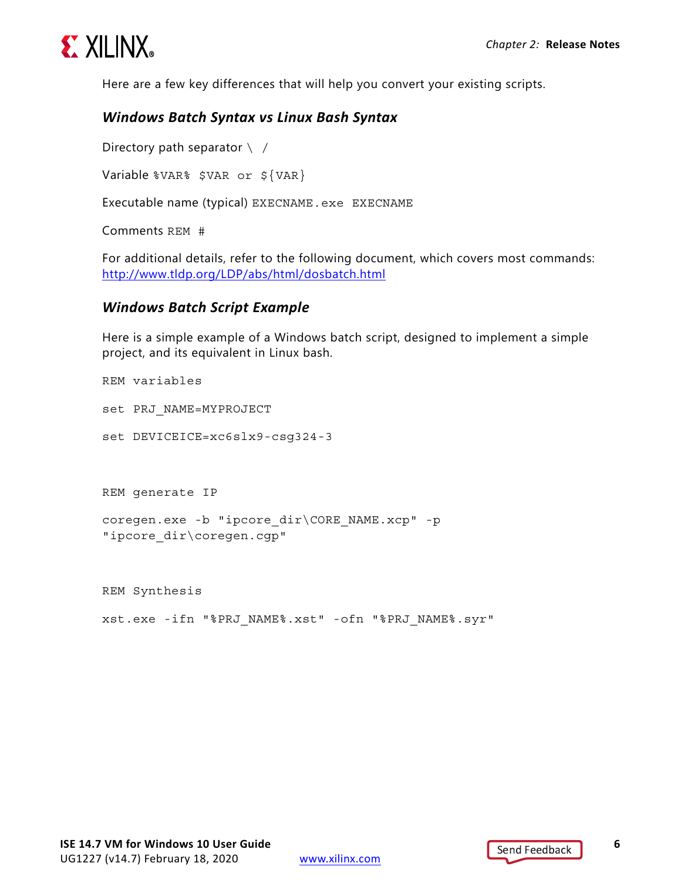Here are a few key differences that will help you convert your existing scripts.

### *Windows Batch Syntax vs Linux Bash Syntax*

Directory path separator `\` `/`

Variable `%VAR%` `$VAR or ${VAR}`

Executable name (typical) `EXECNAME.exe` `EXECNAME`

Comments `REM` `#`

For additional details, refer to the following document, which covers most commands: [http://www.tldp.org/LDP/abs/html/dosbatch.html](http://www.tldp.org/LDP/abs/html/dosbatch.html)

### *Windows Batch Script Example*

Here is a simple example of a Windows batch script, designed to implement a simple project, and its equivalent in Linux bash.

```
REM variables

set PRJ_NAME=MYPROJECT

set DEVICEICE=xc6slx9-csg324-3


REM generate IP

coregen.exe -b "ipcore_dir\CORE_NAME.xcp" -p
"ipcore_dir\coregen.cgp"


REM Synthesis

xst.exe -ifn "%PRJ_NAME%.xst" -ofn "%PRJ_NAME%.syr"
```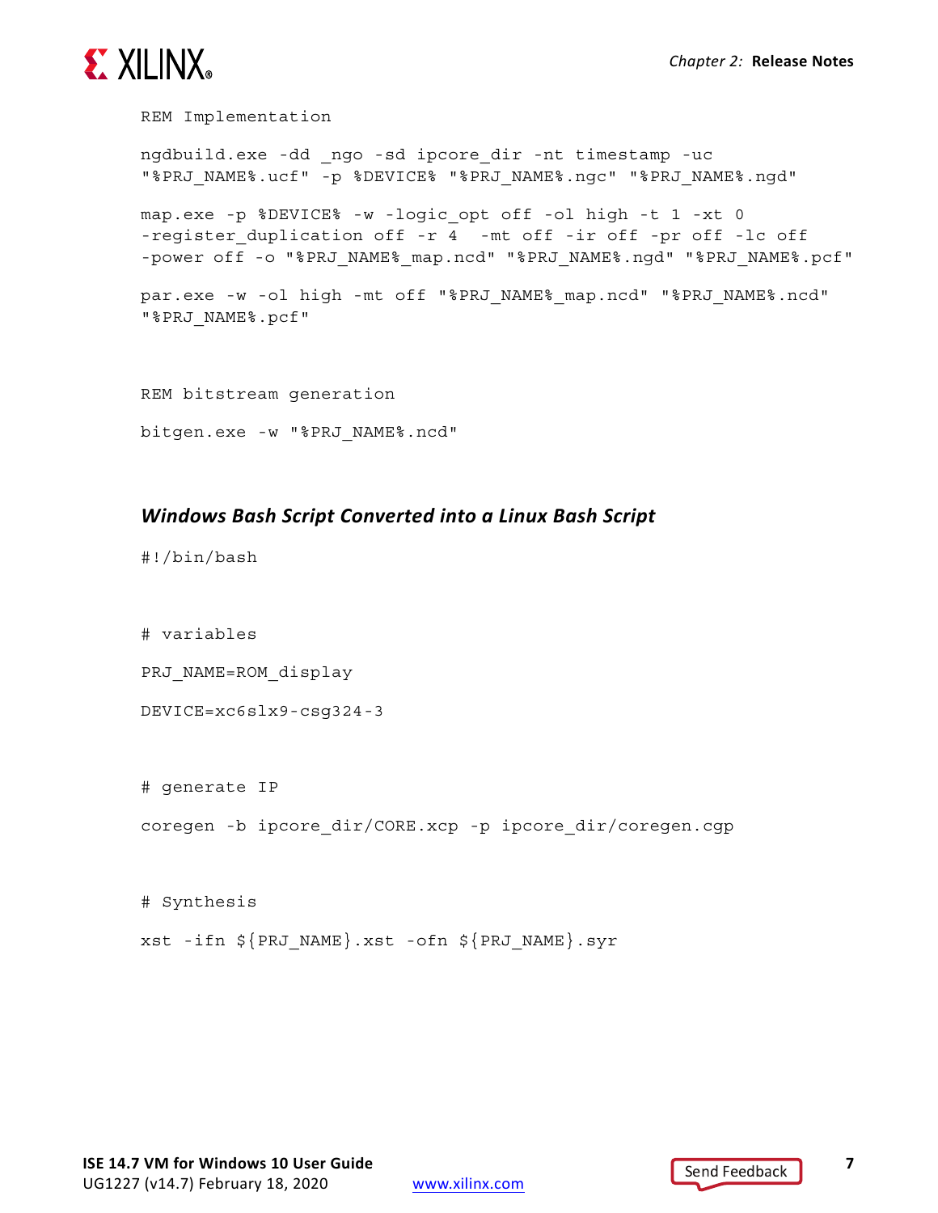```
REM Implementation

ngdbuild.exe -dd _ngo -sd ipcore_dir -nt timestamp -uc
"%PRJ_NAME%.ucf" -p %DEVICE% "%PRJ_NAME%.ngc" "%PRJ_NAME%.ngd"

map.exe -p %DEVICE% -w -logic_opt off -ol high -t 1 -xt 0
-register_duplication off -r 4  -mt off -ir off -pr off -lc off
-power off -o "%PRJ_NAME%_map.ncd" "%PRJ_NAME%.ngd" "%PRJ_NAME%.pcf"

par.exe -w -ol high -mt off "%PRJ_NAME%_map.ncd" "%PRJ_NAME%.ncd"
"%PRJ_NAME%.pcf"


REM bitstream generation

bitgen.exe -w "%PRJ_NAME%.ncd"
```

### *Windows Bash Script Converted into a Linux Bash Script*

```
#!/bin/bash


# variables

PRJ_NAME=ROM_display

DEVICE=xc6slx9-csg324-3


# generate IP

coregen -b ipcore_dir/CORE.xcp -p ipcore_dir/coregen.cgp


# Synthesis

xst -ifn ${PRJ_NAME}.xst -ofn ${PRJ_NAME}.syr
```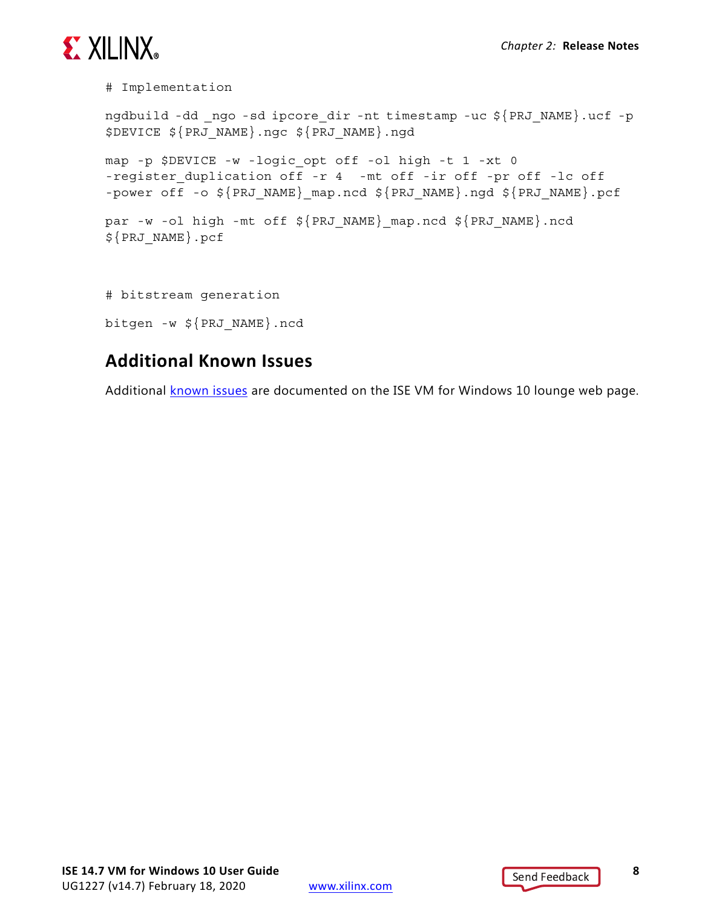```
# Implementation

ngdbuild -dd _ngo -sd ipcore_dir -nt timestamp -uc ${PRJ_NAME}.ucf -p
$DEVICE ${PRJ_NAME}.ngc ${PRJ_NAME}.ngd

map -p $DEVICE -w -logic_opt off -ol high -t 1 -xt 0
-register_duplication off -r 4  -mt off -ir off -pr off -lc off
-power off -o ${PRJ_NAME}_map.ncd ${PRJ_NAME}.ngd ${PRJ_NAME}.pcf

par -w -ol high -mt off ${PRJ_NAME}_map.ncd ${PRJ_NAME}.ncd
${PRJ_NAME}.pcf


# bitstream generation

bitgen -w ${PRJ_NAME}.ncd
```

## Additional Known Issues

Additional known issues are documented on the ISE VM for Windows 10 lounge web page.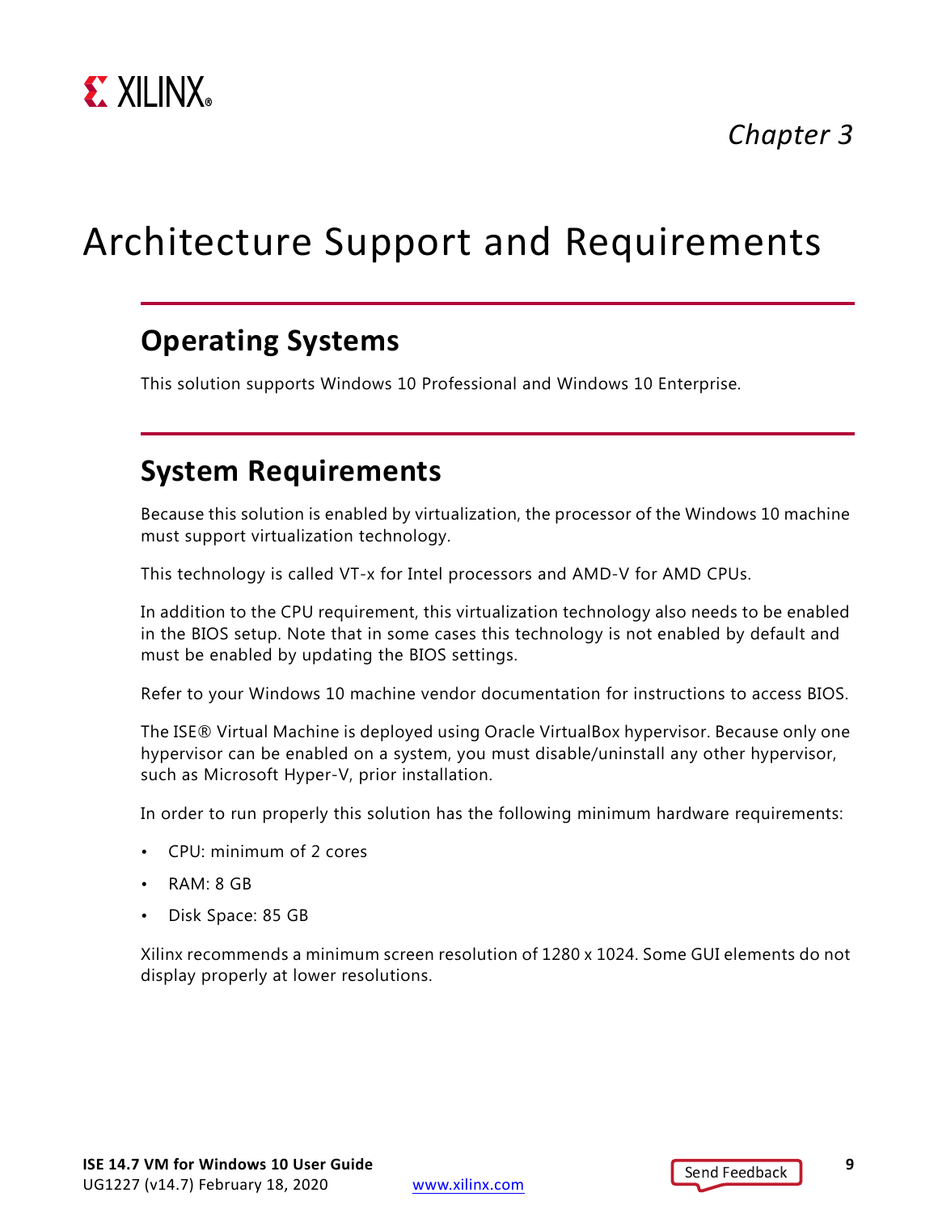*Chapter 3*

# Architecture Support and Requirements

## Operating Systems

This solution supports Windows 10 Professional and Windows 10 Enterprise.

## System Requirements

Because this solution is enabled by virtualization, the processor of the Windows 10 machine must support virtualization technology.

This technology is called VT-x for Intel processors and AMD-V for AMD CPUs.

In addition to the CPU requirement, this virtualization technology also needs to be enabled in the BIOS setup. Note that in some cases this technology is not enabled by default and must be enabled by updating the BIOS settings.

Refer to your Windows 10 machine vendor documentation for instructions to access BIOS.

The ISE® Virtual Machine is deployed using Oracle VirtualBox hypervisor. Because only one hypervisor can be enabled on a system, you must disable/uninstall any other hypervisor, such as Microsoft Hyper-V, prior installation.

In order to run properly this solution has the following minimum hardware requirements:

- CPU: minimum of 2 cores
- RAM: 8 GB
- Disk Space: 85 GB

Xilinx recommends a minimum screen resolution of 1280 x 1024. Some GUI elements do not display properly at lower resolutions.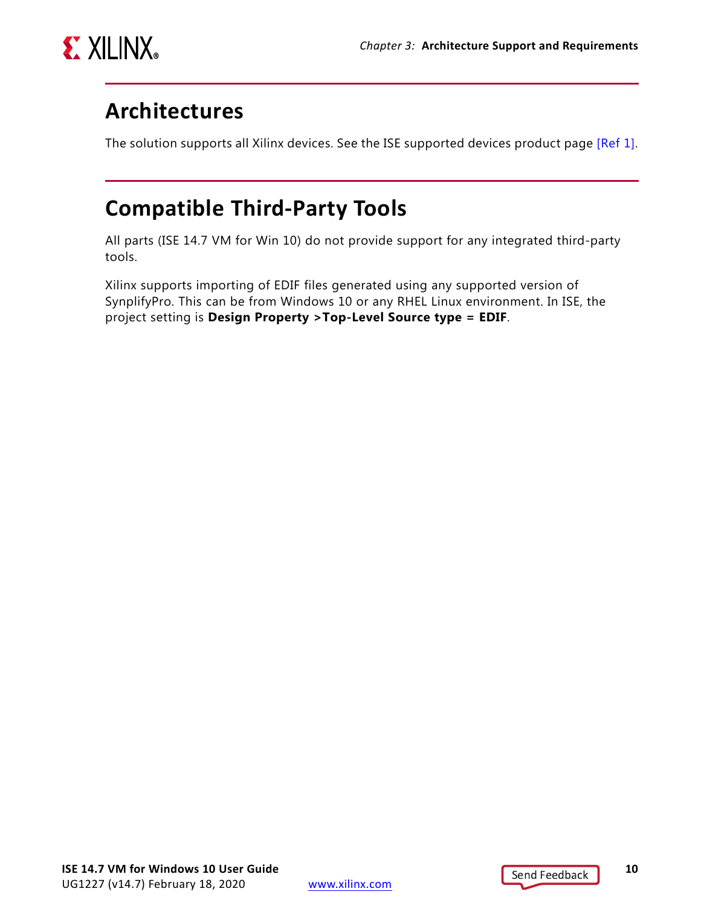## Architectures

The solution supports all Xilinx devices. See the ISE supported devices product page [Ref 1].

## Compatible Third-Party Tools

All parts (ISE 14.7 VM for Win 10) do not provide support for any integrated third-party tools.

Xilinx supports importing of EDIF files generated using any supported version of SynplifyPro. This can be from Windows 10 or any RHEL Linux environment. In ISE, the project setting is **Design Property >Top-Level Source type = EDIF**.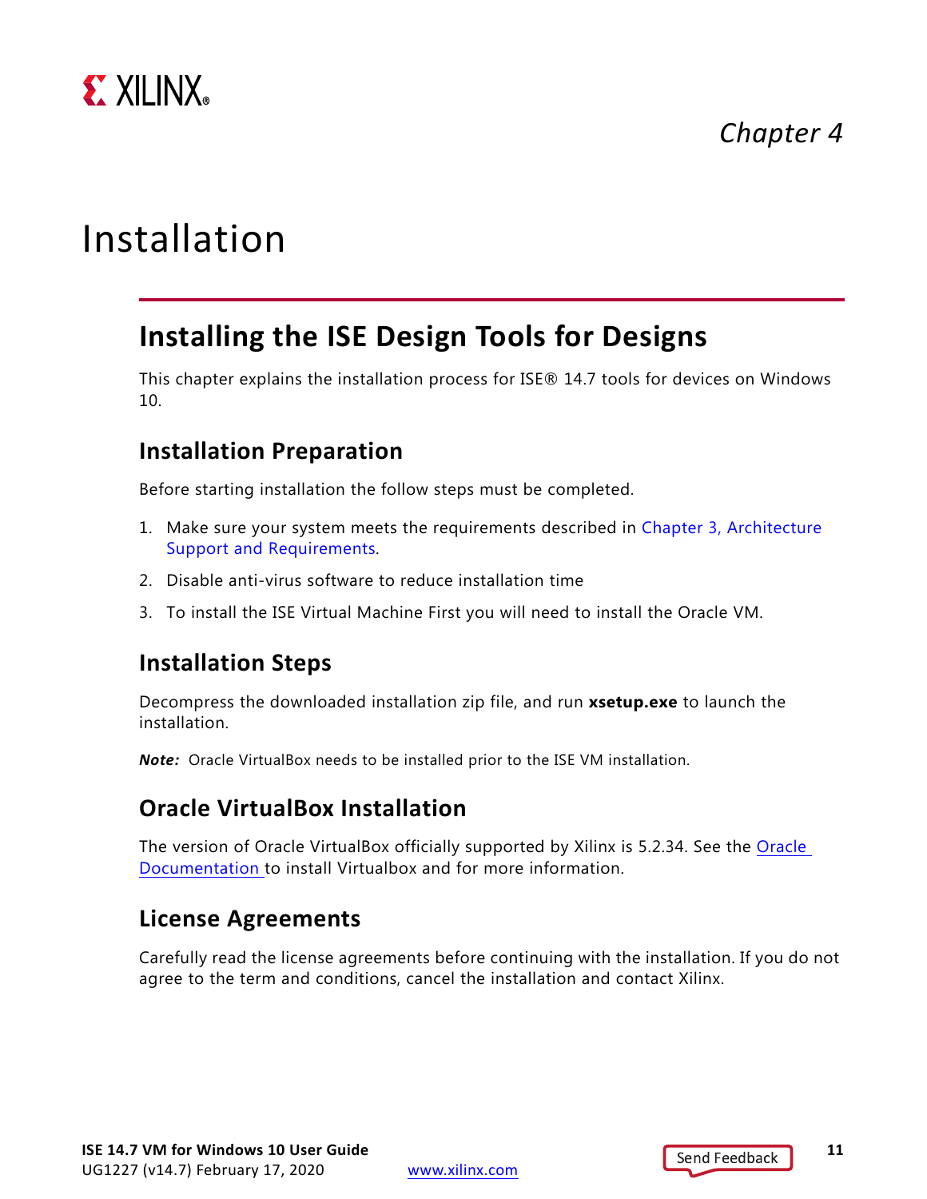*Chapter 4*

# Installation

## Installing the ISE Design Tools for Designs

This chapter explains the installation process for ISE® 14.7 tools for devices on Windows 10.

### Installation Preparation

Before starting installation the follow steps must be completed.

1. Make sure your system meets the requirements described in Chapter 3, Architecture Support and Requirements.
2. Disable anti-virus software to reduce installation time
3. To install the ISE Virtual Machine First you will need to install the Oracle VM.

### Installation Steps

Decompress the downloaded installation zip file, and run **xsetup.exe** to launch the installation.

***Note:*** Oracle VirtualBox needs to be installed prior to the ISE VM installation.

### Oracle VirtualBox Installation

The version of Oracle VirtualBox officially supported by Xilinx is 5.2.34. See the Oracle Documentation to install Virtualbox and for more information.

### License Agreements

Carefully read the license agreements before continuing with the installation. If you do not agree to the term and conditions, cancel the installation and contact Xilinx.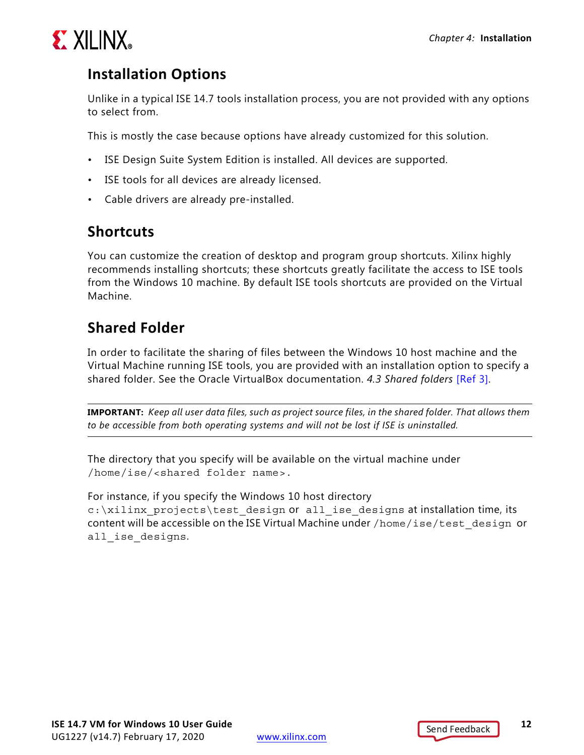## Installation Options

Unlike in a typical ISE 14.7 tools installation process, you are not provided with any options to select from.

This is mostly the case because options have already customized for this solution.

- ISE Design Suite System Edition is installed. All devices are supported.
- ISE tools for all devices are already licensed.
- Cable drivers are already pre-installed.

## Shortcuts

You can customize the creation of desktop and program group shortcuts. Xilinx highly recommends installing shortcuts; these shortcuts greatly facilitate the access to ISE tools from the Windows 10 machine. By default ISE tools shortcuts are provided on the Virtual Machine.

## Shared Folder

In order to facilitate the sharing of files between the Windows 10 host machine and the Virtual Machine running ISE tools, you are provided with an installation option to specify a shared folder. See the Oracle VirtualBox documentation. *4.3 Shared folders* [Ref 3].

---

**IMPORTANT:** *Keep all user data files, such as project source files, in the shared folder. That allows them to be accessible from both operating systems and will not be lost if ISE is uninstalled.*

---

The directory that you specify will be available on the virtual machine under `/home/ise/<shared folder name>`.

For instance, if you specify the Windows 10 host directory `c:\xilinx_projects\test_design` or `all_ise_designs` at installation time, its content will be accessible on the ISE Virtual Machine under `/home/ise/test_design` or `all_ise_designs`.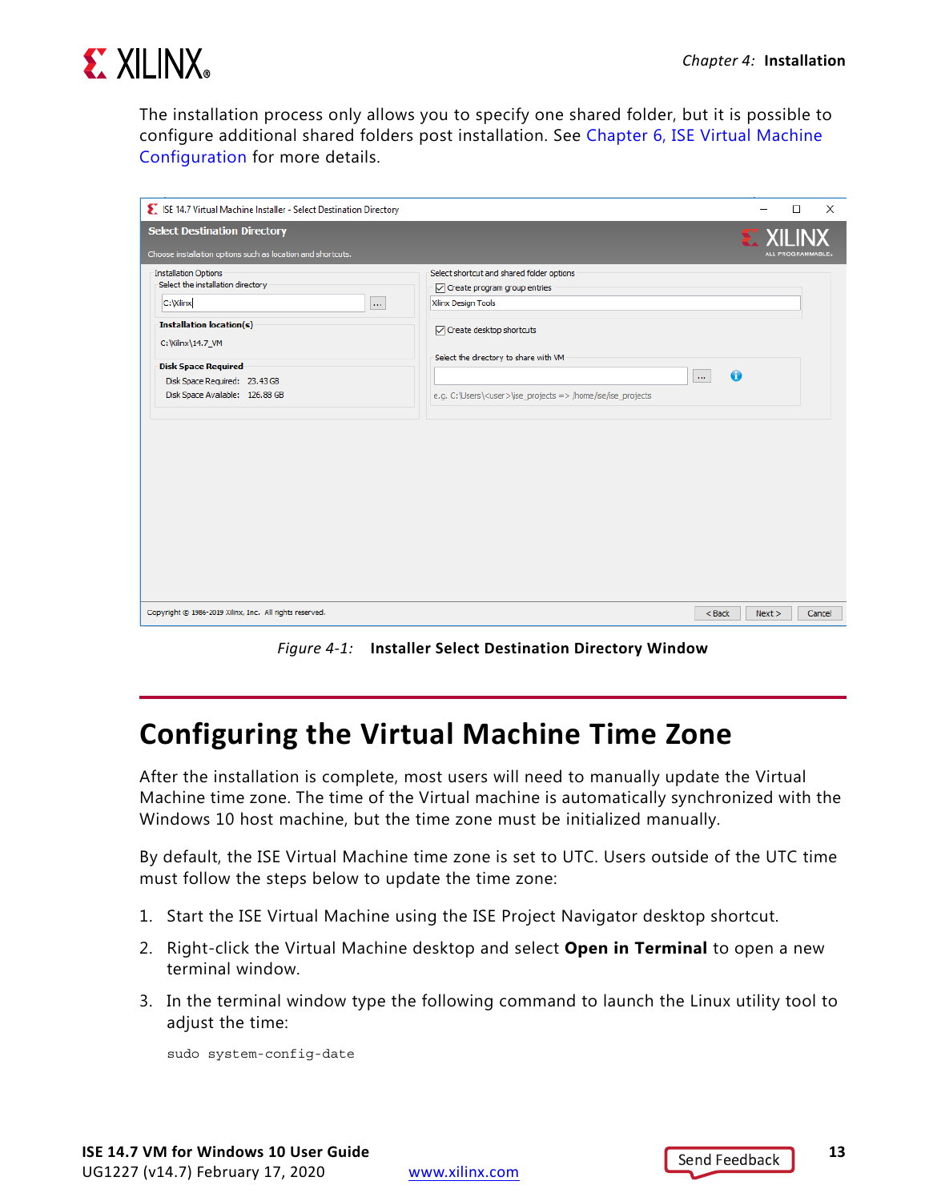The installation process only allows you to specify one shared folder, but it is possible to configure additional shared folders post installation. See Chapter 6, ISE Virtual Machine Configuration for more details.

*Figure 4-1:* **Installer Select Destination Directory Window**

## Configuring the Virtual Machine Time Zone

After the installation is complete, most users will need to manually update the Virtual Machine time zone. The time of the Virtual machine is automatically synchronized with the Windows 10 host machine, but the time zone must be initialized manually.

By default, the ISE Virtual Machine time zone is set to UTC. Users outside of the UTC time must follow the steps below to update the time zone:

1. Start the ISE Virtual Machine using the ISE Project Navigator desktop shortcut.
2. Right-click the Virtual Machine desktop and select **Open in Terminal** to open a new terminal window.
3. In the terminal window type the following command to launch the Linux utility tool to adjust the time:

```
sudo system-config-date
```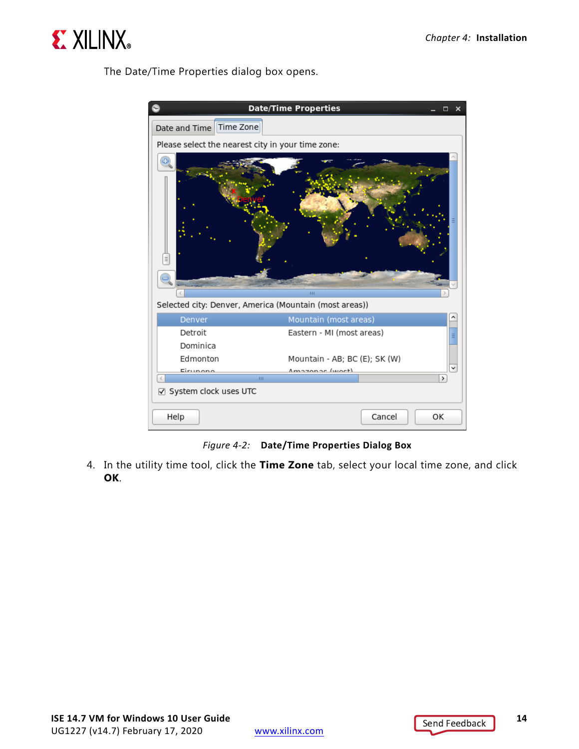The Date/Time Properties dialog box opens.

*Figure 4-2:* **Date/Time Properties Dialog Box**

4. In the utility time tool, click the **Time Zone** tab, select your local time zone, and click **OK**.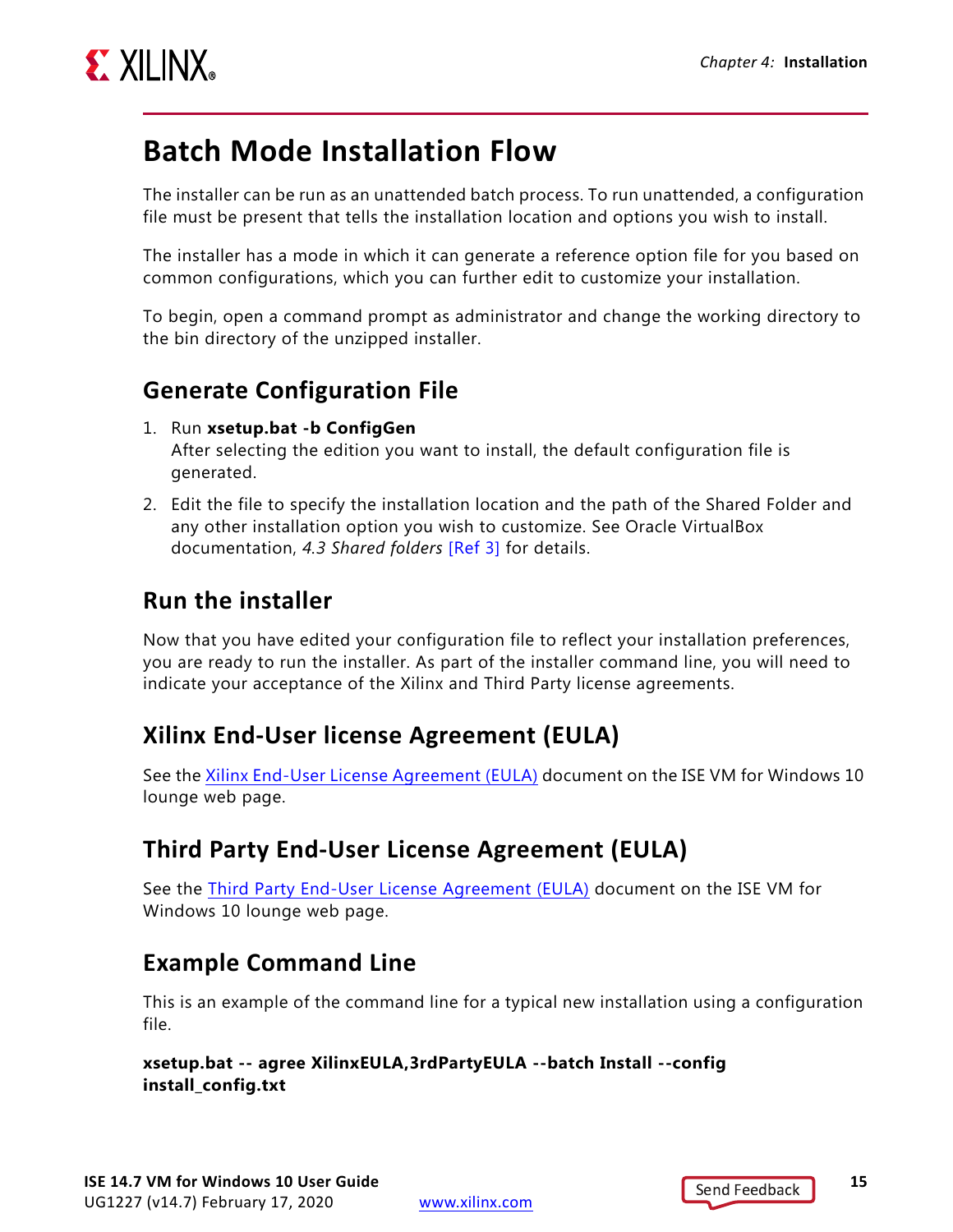# Batch Mode Installation Flow

The installer can be run as an unattended batch process. To run unattended, a configuration file must be present that tells the installation location and options you wish to install.

The installer has a mode in which it can generate a reference option file for you based on common configurations, which you can further edit to customize your installation.

To begin, open a command prompt as administrator and change the working directory to the bin directory of the unzipped installer.

## Generate Configuration File

1. Run **xsetup.bat -b ConfigGen**
   After selecting the edition you want to install, the default configuration file is generated.
2. Edit the file to specify the installation location and the path of the Shared Folder and any other installation option you wish to customize. See Oracle VirtualBox documentation, *4.3 Shared folders* [Ref 3] for details.

## Run the installer

Now that you have edited your configuration file to reflect your installation preferences, you are ready to run the installer. As part of the installer command line, you will need to indicate your acceptance of the Xilinx and Third Party license agreements.

## Xilinx End-User license Agreement (EULA)

See the Xilinx End-User License Agreement (EULA) document on the ISE VM for Windows 10 lounge web page.

## Third Party End-User License Agreement (EULA)

See the Third Party End-User License Agreement (EULA) document on the ISE VM for Windows 10 lounge web page.

## Example Command Line

This is an example of the command line for a typical new installation using a configuration file.

**xsetup.bat -- agree XilinxEULA,3rdPartyEULA --batch Install --config install_config.txt**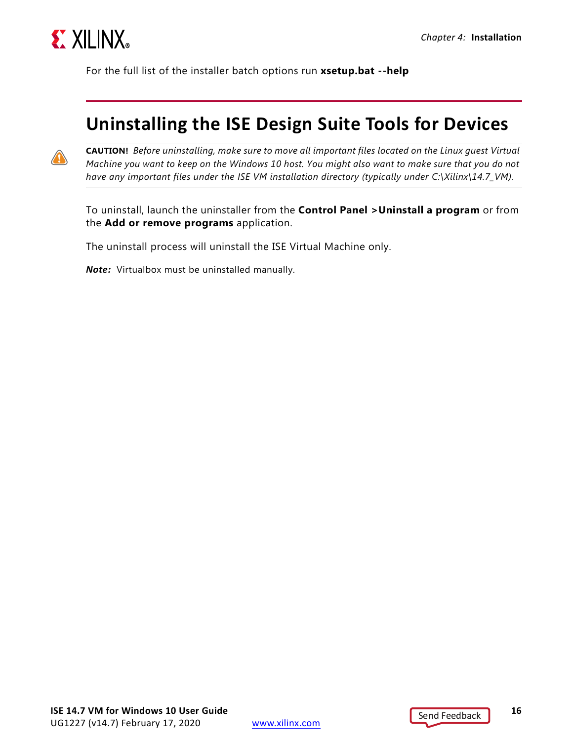For the full list of the installer batch options run **xsetup.bat --help**

## Uninstalling the ISE Design Suite Tools for Devices

**CAUTION!** *Before uninstalling, make sure to move all important files located on the Linux guest Virtual Machine you want to keep on the Windows 10 host. You might also want to make sure that you do not have any important files under the ISE VM installation directory (typically under C:\Xilinx\14.7_VM).*

To uninstall, launch the uninstaller from the **Control Panel >Uninstall a program** or from the **Add or remove programs** application.

The uninstall process will uninstall the ISE Virtual Machine only.

***Note:*** Virtualbox must be uninstalled manually.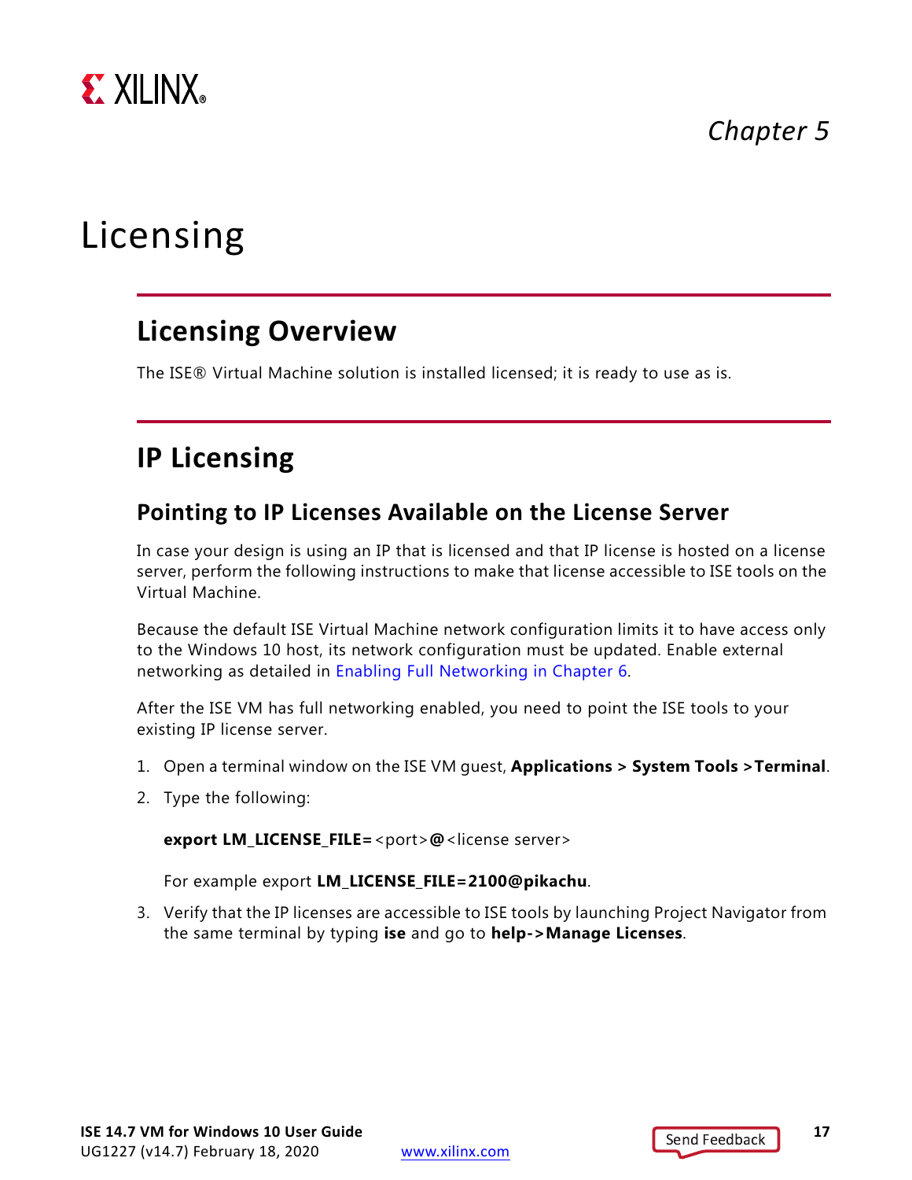*Chapter 5*

# Licensing

## Licensing Overview

The ISE® Virtual Machine solution is installed licensed; it is ready to use as is.

## IP Licensing

### Pointing to IP Licenses Available on the License Server

In case your design is using an IP that is licensed and that IP license is hosted on a license server, perform the following instructions to make that license accessible to ISE tools on the Virtual Machine.

Because the default ISE Virtual Machine network configuration limits it to have access only to the Windows 10 host, its network configuration must be updated. Enable external networking as detailed in Enabling Full Networking in Chapter 6.

After the ISE VM has full networking enabled, you need to point the ISE tools to your existing IP license server.

1. Open a terminal window on the ISE VM guest, **Applications > System Tools >Terminal**.
2. Type the following:

   **export LM_LICENSE_FILE=**<port>**@**<license server>

   For example export **LM_LICENSE_FILE=2100@pikachu**.

3. Verify that the IP licenses are accessible to ISE tools by launching Project Navigator from the same terminal by typing **ise** and go to **help->Manage Licenses**.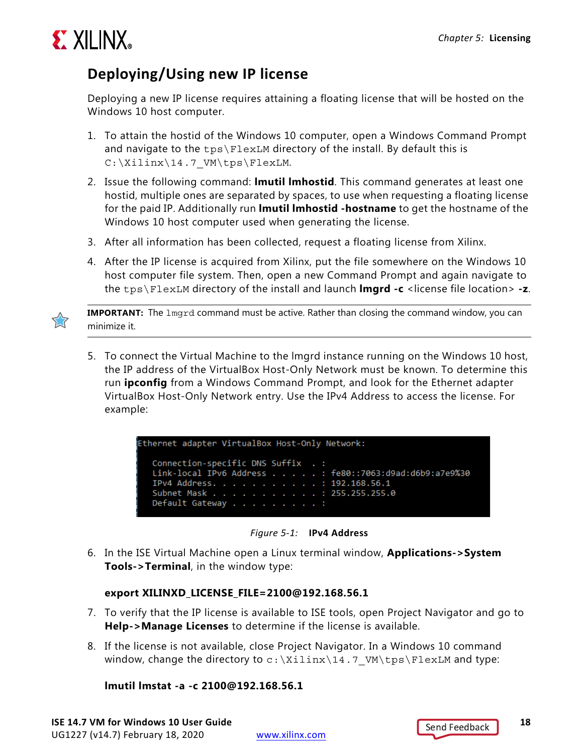## Deploying/Using new IP license

Deploying a new IP license requires attaining a floating license that will be hosted on the Windows 10 host computer.

1. To attain the hostid of the Windows 10 computer, open a Windows Command Prompt and navigate to the `tps\FlexLM` directory of the install. By default this is `C:\Xilinx\14.7_VM\tps\FlexLM`.
2. Issue the following command: **lmutil lmhostid**. This command generates at least one hostid, multiple ones are separated by spaces, to use when requesting a floating license for the paid IP. Additionally run **lmutil lmhostid -hostname** to get the hostname of the Windows 10 host computer used when generating the license.
3. After all information has been collected, request a floating license from Xilinx.
4. After the IP license is acquired from Xilinx, put the file somewhere on the Windows 10 host computer file system. Then, open a new Command Prompt and again navigate to the `tps\FlexLM` directory of the install and launch **lmgrd -c** <license file location> **-z**.

> **IMPORTANT:** The `lmgrd` command must be active. Rather than closing the command window, you can minimize it.

5. To connect the Virtual Machine to the lmgrd instance running on the Windows 10 host, the IP address of the VirtualBox Host-Only Network must be known. To determine this run **ipconfig** from a Windows Command Prompt, and look for the Ethernet adapter VirtualBox Host-Only Network entry. Use the IPv4 Address to access the license. For example:

```
Ethernet adapter VirtualBox Host-Only Network:

   Connection-specific DNS Suffix  . :
   Link-local IPv6 Address . . . . . : fe80::7063:d9ad:d6b9:a7e9%30
   IPv4 Address. . . . . . . . . . . : 192.168.56.1
   Subnet Mask . . . . . . . . . . . : 255.255.255.0
   Default Gateway . . . . . . . . . :
```

*Figure 5-1:* **IPv4 Address**

6. In the ISE Virtual Machine open a Linux terminal window, **Applications->System Tools->Terminal**, in the window type:

   **export XILINXD_LICENSE_FILE=2100@192.168.56.1**

7. To verify that the IP license is available to ISE tools, open Project Navigator and go to **Help->Manage Licenses** to determine if the license is available.
8. If the license is not available, close Project Navigator. In a Windows 10 command window, change the directory to `c:\Xilinx\14.7_VM\tps\FlexLM` and type:

   **lmutil lmstat -a -c 2100@192.168.56.1**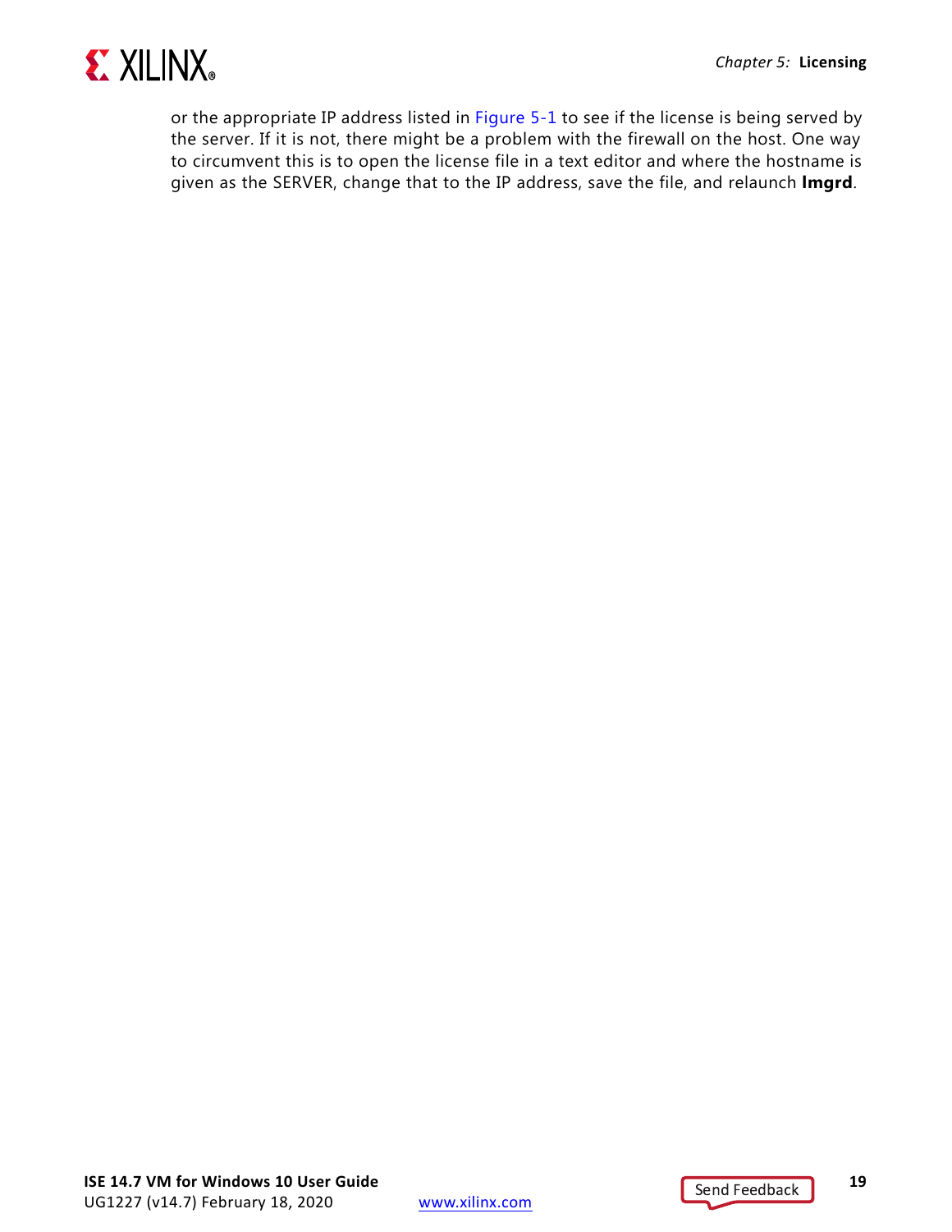or the appropriate IP address listed in Figure 5-1 to see if the license is being served by the server. If it is not, there might be a problem with the firewall on the host. One way to circumvent this is to open the license file in a text editor and where the hostname is given as the SERVER, change that to the IP address, save the file, and relaunch **lmgrd**.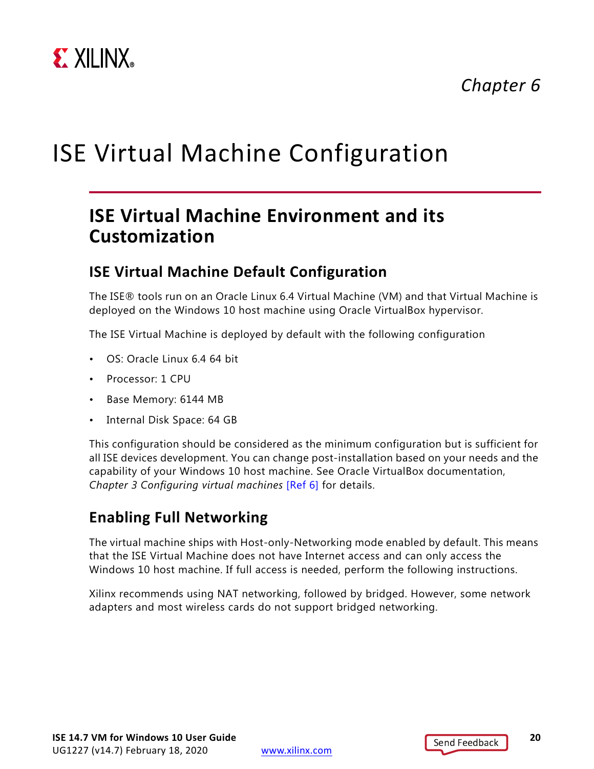*Chapter 6*

# ISE Virtual Machine Configuration

## ISE Virtual Machine Environment and its Customization

### ISE Virtual Machine Default Configuration

The ISE® tools run on an Oracle Linux 6.4 Virtual Machine (VM) and that Virtual Machine is deployed on the Windows 10 host machine using Oracle VirtualBox hypervisor.

The ISE Virtual Machine is deployed by default with the following configuration

- OS: Oracle Linux 6.4 64 bit
- Processor: 1 CPU
- Base Memory: 6144 MB
- Internal Disk Space: 64 GB

This configuration should be considered as the minimum configuration but is sufficient for all ISE devices development. You can change post-installation based on your needs and the capability of your Windows 10 host machine. See Oracle VirtualBox documentation, *Chapter 3 Configuring virtual machines* [Ref 6] for details.

### Enabling Full Networking

The virtual machine ships with Host-only-Networking mode enabled by default. This means that the ISE Virtual Machine does not have Internet access and can only access the Windows 10 host machine. If full access is needed, perform the following instructions.

Xilinx recommends using NAT networking, followed by bridged. However, some network adapters and most wireless cards do not support bridged networking.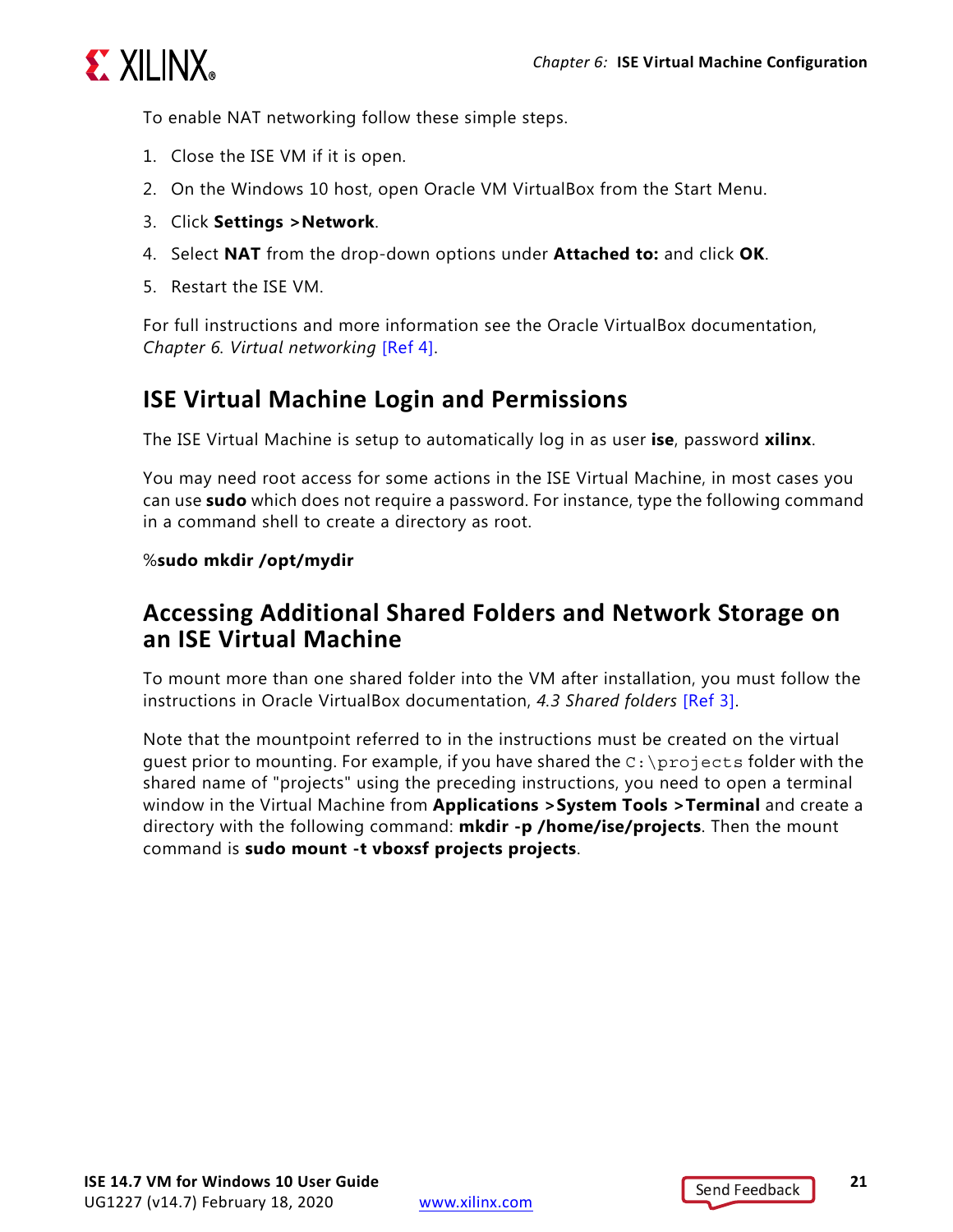To enable NAT networking follow these simple steps.

1. Close the ISE VM if it is open.
2. On the Windows 10 host, open Oracle VM VirtualBox from the Start Menu.
3. Click **Settings >Network**.
4. Select **NAT** from the drop-down options under **Attached to:** and click **OK**.
5. Restart the ISE VM.

For full instructions and more information see the Oracle VirtualBox documentation, *Chapter 6. Virtual networking* [Ref 4].

## ISE Virtual Machine Login and Permissions

The ISE Virtual Machine is setup to automatically log in as user **ise**, password **xilinx**.

You may need root access for some actions in the ISE Virtual Machine, in most cases you can use **sudo** which does not require a password. For instance, type the following command in a command shell to create a directory as root.

%**sudo mkdir /opt/mydir**

## Accessing Additional Shared Folders and Network Storage on an ISE Virtual Machine

To mount more than one shared folder into the VM after installation, you must follow the instructions in Oracle VirtualBox documentation, *4.3 Shared folders* [Ref 3].

Note that the mountpoint referred to in the instructions must be created on the virtual guest prior to mounting. For example, if you have shared the `C:\projects` folder with the shared name of "projects" using the preceding instructions, you need to open a terminal window in the Virtual Machine from **Applications >System Tools >Terminal** and create a directory with the following command: **mkdir -p /home/ise/projects**. Then the mount command is **sudo mount -t vboxsf projects projects**.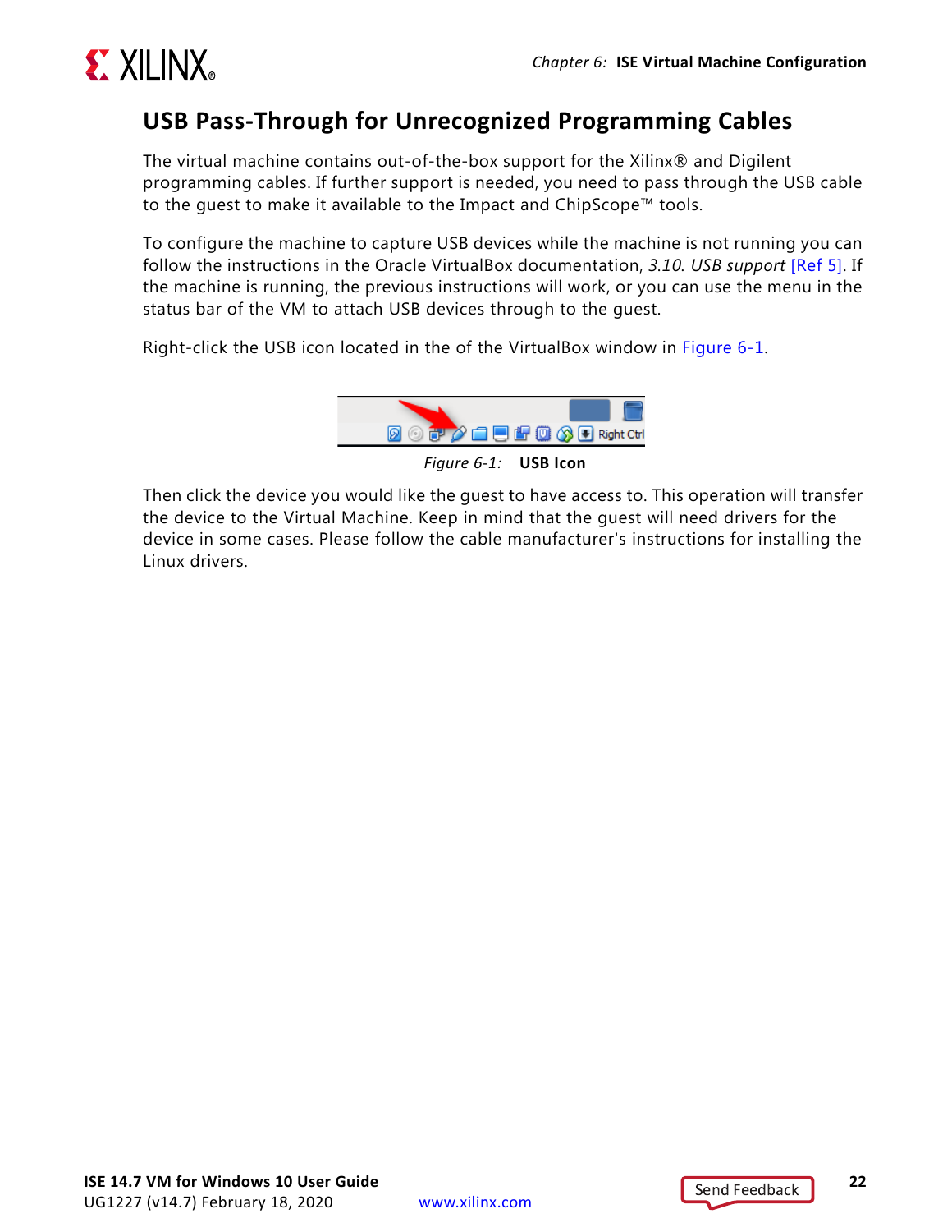## USB Pass-Through for Unrecognized Programming Cables

The virtual machine contains out-of-the-box support for the Xilinx® and Digilent programming cables. If further support is needed, you need to pass through the USB cable to the guest to make it available to the Impact and ChipScope™ tools.

To configure the machine to capture USB devices while the machine is not running you can follow the instructions in the Oracle VirtualBox documentation, *3.10. USB support* [Ref 5]. If the machine is running, the previous instructions will work, or you can use the menu in the status bar of the VM to attach USB devices through to the guest.

Right-click the USB icon located in the of the VirtualBox window in Figure 6-1.

*Figure 6-1:* **USB Icon**

Then click the device you would like the guest to have access to. This operation will transfer the device to the Virtual Machine. Keep in mind that the guest will need drivers for the device in some cases. Please follow the cable manufacturer's instructions for installing the Linux drivers.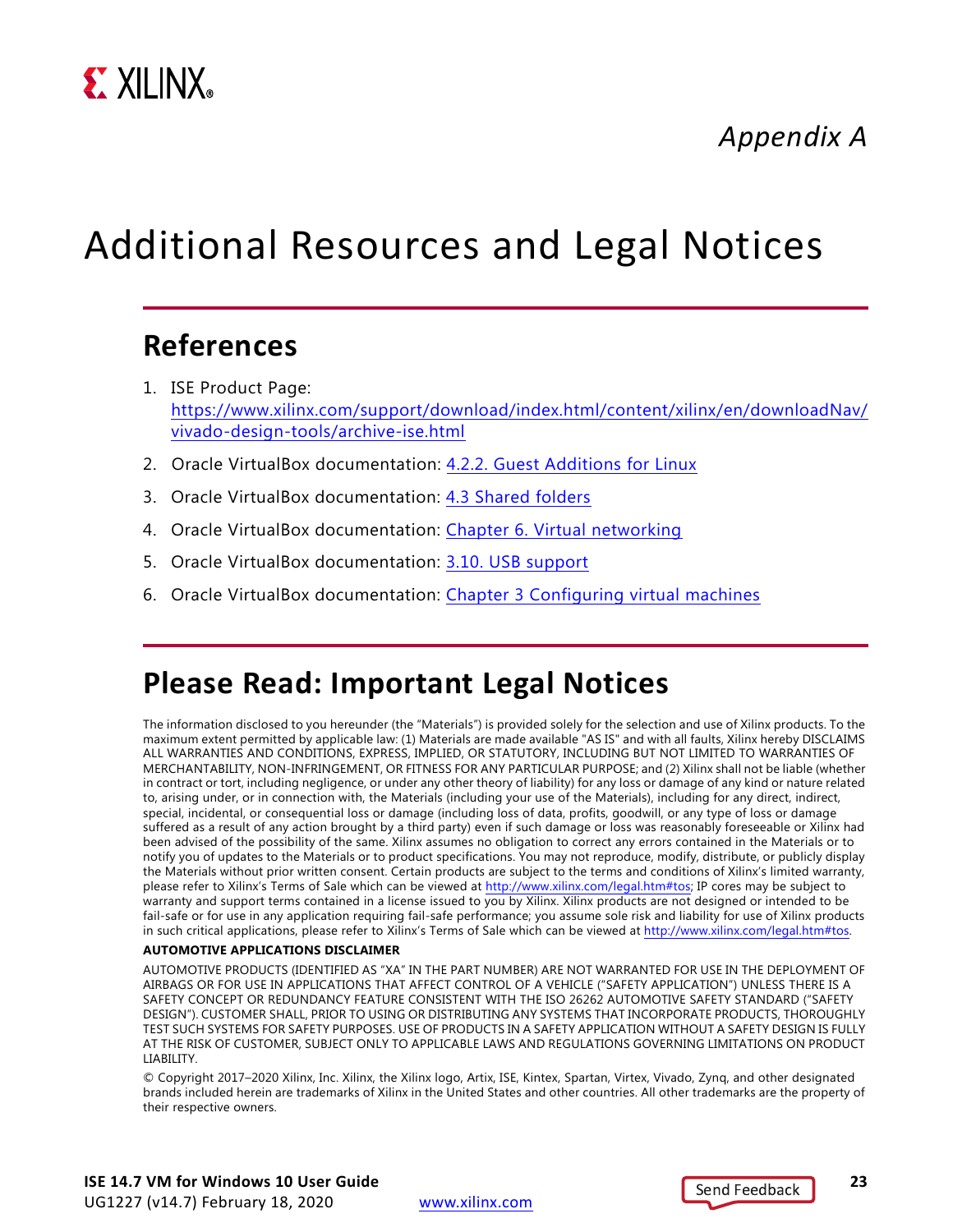*Appendix A*

# Additional Resources and Legal Notices

## References

1. ISE Product Page: https://www.xilinx.com/support/download/index.html/content/xilinx/en/downloadNav/vivado-design-tools/archive-ise.html
2. Oracle VirtualBox documentation: 4.2.2. Guest Additions for Linux
3. Oracle VirtualBox documentation: 4.3 Shared folders
4. Oracle VirtualBox documentation: Chapter 6. Virtual networking
5. Oracle VirtualBox documentation: 3.10. USB support
6. Oracle VirtualBox documentation: Chapter 3 Configuring virtual machines

## Please Read: Important Legal Notices

The information disclosed to you hereunder (the "Materials") is provided solely for the selection and use of Xilinx products. To the maximum extent permitted by applicable law: (1) Materials are made available "AS IS" and with all faults, Xilinx hereby DISCLAIMS ALL WARRANTIES AND CONDITIONS, EXPRESS, IMPLIED, OR STATUTORY, INCLUDING BUT NOT LIMITED TO WARRANTIES OF MERCHANTABILITY, NON-INFRINGEMENT, OR FITNESS FOR ANY PARTICULAR PURPOSE; and (2) Xilinx shall not be liable (whether in contract or tort, including negligence, or under any other theory of liability) for any loss or damage of any kind or nature related to, arising under, or in connection with, the Materials (including your use of the Materials), including for any direct, indirect, special, incidental, or consequential loss or damage (including loss of data, profits, goodwill, or any type of loss or damage suffered as a result of any action brought by a third party) even if such damage or loss was reasonably foreseeable or Xilinx had been advised of the possibility of the same. Xilinx assumes no obligation to correct any errors contained in the Materials or to notify you of updates to the Materials or to product specifications. You may not reproduce, modify, distribute, or publicly display the Materials without prior written consent. Certain products are subject to the terms and conditions of Xilinx's limited warranty, please refer to Xilinx's Terms of Sale which can be viewed at http://www.xilinx.com/legal.htm#tos; IP cores may be subject to warranty and support terms contained in a license issued to you by Xilinx. Xilinx products are not designed or intended to be fail-safe or for use in any application requiring fail-safe performance; you assume sole risk and liability for use of Xilinx products in such critical applications, please refer to Xilinx's Terms of Sale which can be viewed at http://www.xilinx.com/legal.htm#tos.

**AUTOMOTIVE APPLICATIONS DISCLAIMER**

AUTOMOTIVE PRODUCTS (IDENTIFIED AS "XA" IN THE PART NUMBER) ARE NOT WARRANTED FOR USE IN THE DEPLOYMENT OF AIRBAGS OR FOR USE IN APPLICATIONS THAT AFFECT CONTROL OF A VEHICLE ("SAFETY APPLICATION") UNLESS THERE IS A SAFETY CONCEPT OR REDUNDANCY FEATURE CONSISTENT WITH THE ISO 26262 AUTOMOTIVE SAFETY STANDARD ("SAFETY DESIGN"). CUSTOMER SHALL, PRIOR TO USING OR DISTRIBUTING ANY SYSTEMS THAT INCORPORATE PRODUCTS, THOROUGHLY TEST SUCH SYSTEMS FOR SAFETY PURPOSES. USE OF PRODUCTS IN A SAFETY APPLICATION WITHOUT A SAFETY DESIGN IS FULLY AT THE RISK OF CUSTOMER, SUBJECT ONLY TO APPLICABLE LAWS AND REGULATIONS GOVERNING LIMITATIONS ON PRODUCT LIABILITY.

© Copyright 2017–2020 Xilinx, Inc. Xilinx, the Xilinx logo, Artix, ISE, Kintex, Spartan, Virtex, Vivado, Zynq, and other designated brands included herein are trademarks of Xilinx in the United States and other countries. All other trademarks are the property of their respective owners.